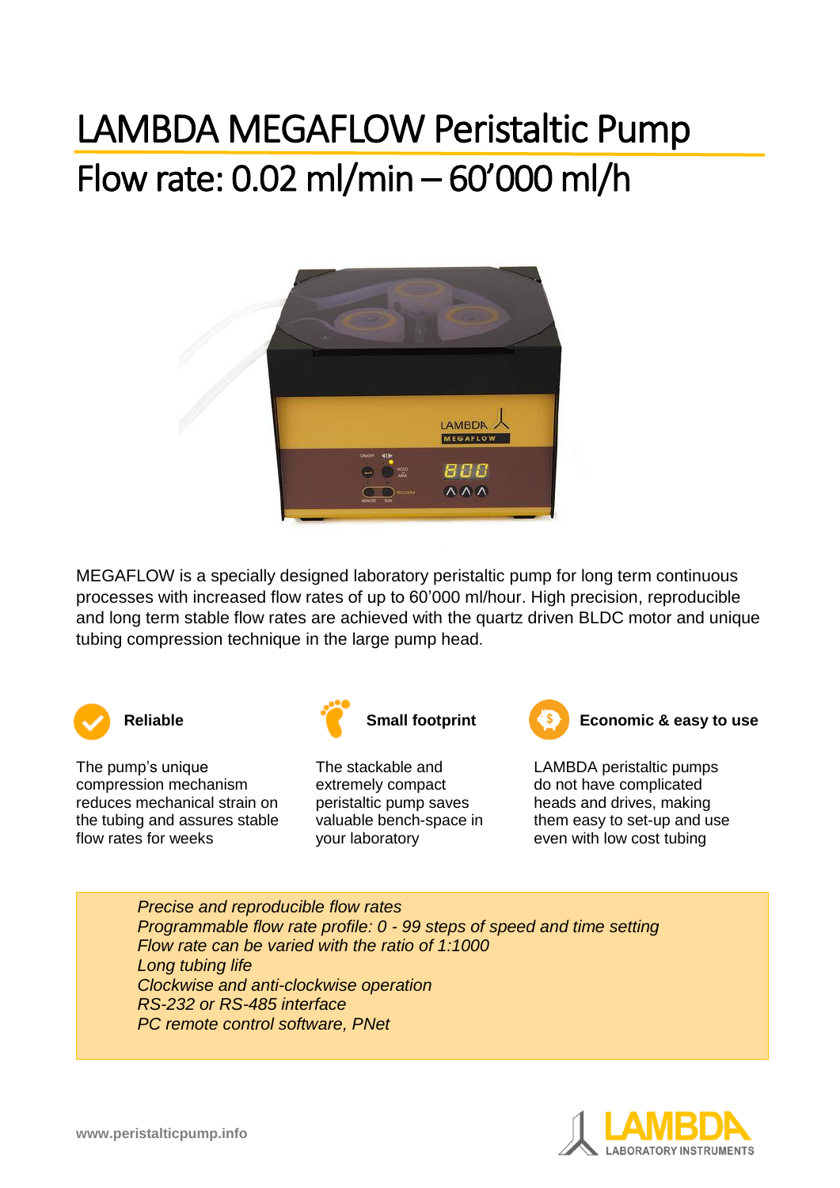# LAMBDA MEGAFLOW Peristaltic Pump

## Flow rate: 0.02 ml/min – 60'000 ml/h

MEGAFLOW is a specially designed laboratory peristaltic pump for long term continuous processes with increased flow rates of up to 60'000 ml/hour. High precision, reproducible and long term stable flow rates are achieved with the quartz driven BLDC motor and unique tubing compression technique in the large pump head.

**Reliable**

The pump's unique compression mechanism reduces mechanical strain on the tubing and assures stable flow rates for weeks

**Small footprint**

The stackable and extremely compact peristaltic pump saves valuable bench-space in your laboratory

**Economic & easy to use**

LAMBDA peristaltic pumps do not have complicated heads and drives, making them easy to set-up and use even with low cost tubing

*Precise and reproducible flow rates*
*Programmable flow rate profile: 0 - 99 steps of speed and time setting*
*Flow rate can be varied with the ratio of 1:1000*
*Long tubing life*
*Clockwise and anti-clockwise operation*
*RS-232 or RS-485 interface*
*PC remote control software, PNet*

www.peristalticpump.info

LAMBDA LABORATORY INSTRUMENTS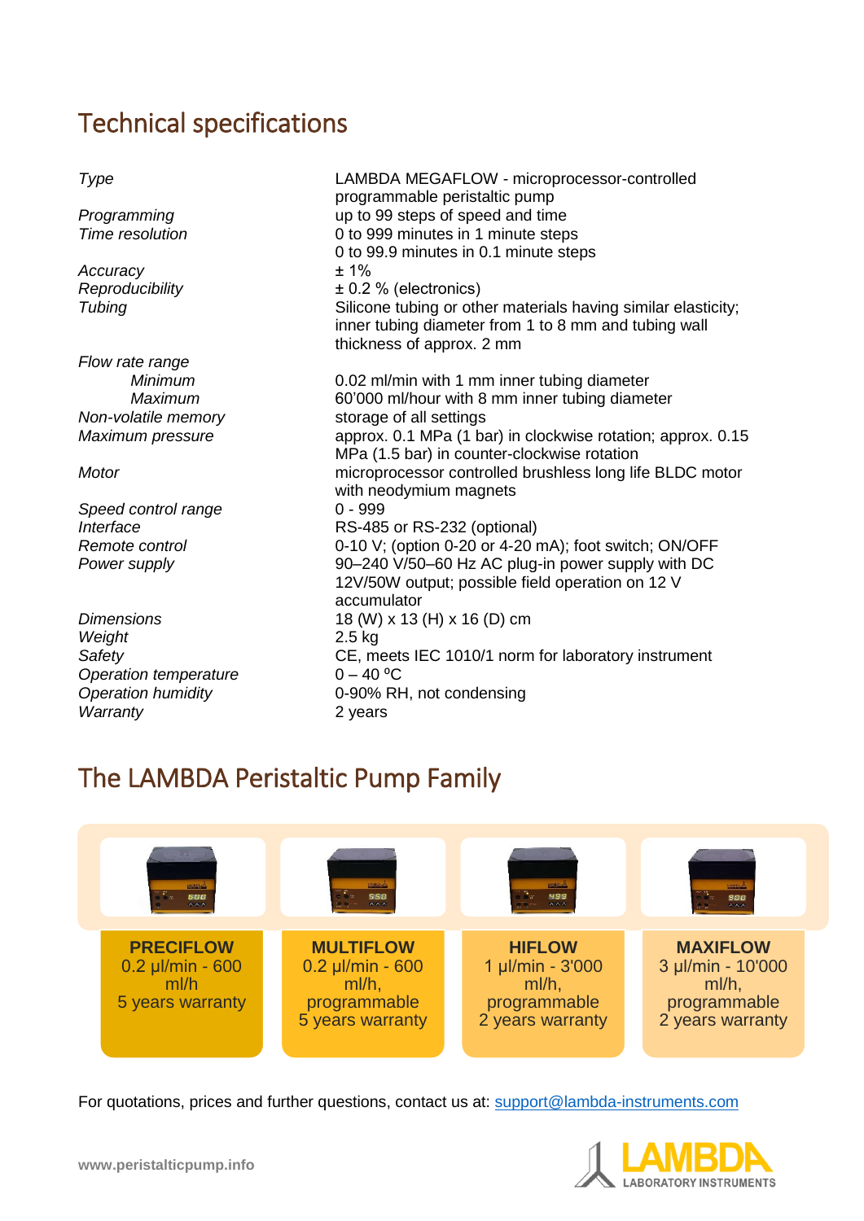## Technical specifications

| | |
|---|---|
| *Type* | LAMBDA MEGAFLOW - microprocessor-controlled programmable peristaltic pump |
| *Programming* | up to 99 steps of speed and time |
| *Time resolution* | 0 to 999 minutes in 1 minute steps<br>0 to 99.9 minutes in 0.1 minute steps |
| *Accuracy* | ± 1% |
| *Reproducibility* | ± 0.2 % (electronics) |
| *Tubing* | Silicone tubing or other materials having similar elasticity; inner tubing diameter from 1 to 8 mm and tubing wall thickness of approx. 2 mm |
| *Flow rate range* | |
| *Minimum* | 0.02 ml/min with 1 mm inner tubing diameter |
| *Maximum* | 60'000 ml/hour with 8 mm inner tubing diameter |
| *Non-volatile memory* | storage of all settings |
| *Maximum pressure* | approx. 0.1 MPa (1 bar) in clockwise rotation; approx. 0.15 MPa (1.5 bar) in counter-clockwise rotation |
| *Motor* | microprocessor controlled brushless long life BLDC motor with neodymium magnets |
| *Speed control range* | 0 - 999 |
| *Interface* | RS-485 or RS-232 (optional) |
| *Remote control* | 0-10 V; (option 0-20 or 4-20 mA); foot switch; ON/OFF |
| *Power supply* | 90–240 V/50–60 Hz AC plug-in power supply with DC 12V/50W output; possible field operation on 12 V accumulator |
| *Dimensions* | 18 (W) x 13 (H) x 16 (D) cm |
| *Weight* | 2.5 kg |
| *Safety* | CE, meets IEC 1010/1 norm for laboratory instrument |
| *Operation temperature* | 0 – 40 ºC |
| *Operation humidity* | 0-90% RH, not condensing |
| *Warranty* | 2 years |

## The LAMBDA Peristaltic Pump Family

**PRECIFLOW**
0.2 µl/min - 600 ml/h
5 years warranty

**MULTIFLOW**
0.2 µl/min - 600 ml/h,
programmable
5 years warranty

**HIFLOW**
1 µl/min - 3'000 ml/h,
programmable
2 years warranty

**MAXIFLOW**
3 µl/min - 10'000 ml/h,
programmable
2 years warranty

For quotations, prices and further questions, contact us at: support@lambda-instruments.com

www.peristalticpump.info

LAMBDA LABORATORY INSTRUMENTS